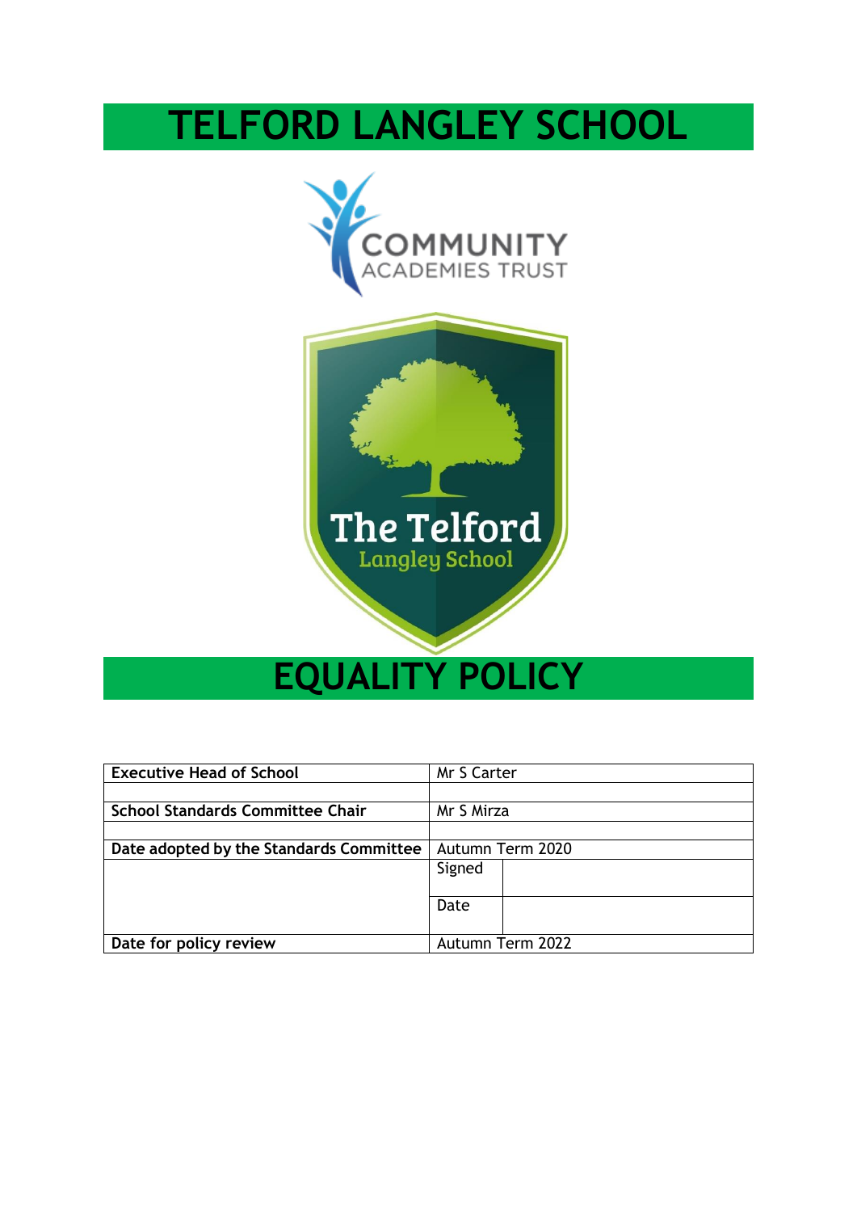# TELFORD LANGLEY SCHOOL

# EQUALITY POLICY

| Executive Head of School | Mr S Carter | |
|---|---|---|
| | | |
| School Standards Committee Chair | Mr S Mirza | |
| | | |
| Date adopted by the Standards Committee | Autumn Term 2020 | |
| | Signed | |
| | Date | |
| Date for policy review | Autumn Term 2022 | |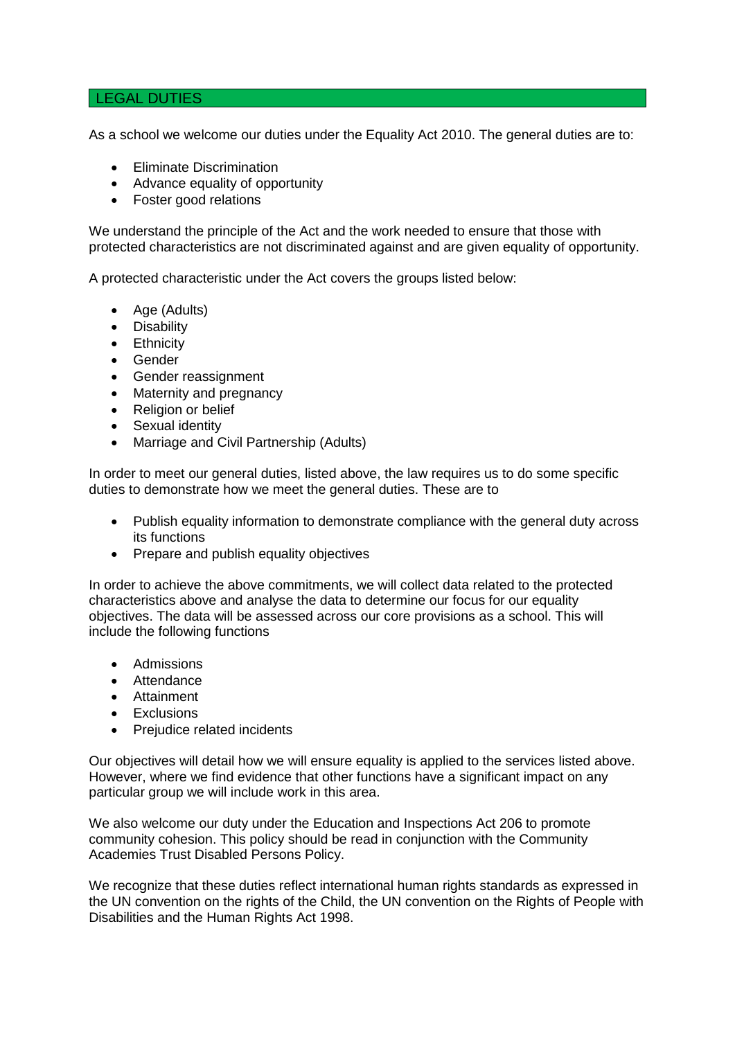## LEGAL DUTIES

As a school we welcome our duties under the Equality Act 2010. The general duties are to:

- Eliminate Discrimination
- Advance equality of opportunity
- Foster good relations

We understand the principle of the Act and the work needed to ensure that those with protected characteristics are not discriminated against and are given equality of opportunity.

A protected characteristic under the Act covers the groups listed below:

- Age (Adults)
- Disability
- Ethnicity
- Gender
- Gender reassignment
- Maternity and pregnancy
- Religion or belief
- Sexual identity
- Marriage and Civil Partnership (Adults)

In order to meet our general duties, listed above, the law requires us to do some specific duties to demonstrate how we meet the general duties. These are to

- Publish equality information to demonstrate compliance with the general duty across its functions
- Prepare and publish equality objectives

In order to achieve the above commitments, we will collect data related to the protected characteristics above and analyse the data to determine our focus for our equality objectives. The data will be assessed across our core provisions as a school. This will include the following functions

- Admissions
- Attendance
- Attainment
- Exclusions
- Prejudice related incidents

Our objectives will detail how we will ensure equality is applied to the services listed above. However, where we find evidence that other functions have a significant impact on any particular group we will include work in this area.

We also welcome our duty under the Education and Inspections Act 206 to promote community cohesion. This policy should be read in conjunction with the Community Academies Trust Disabled Persons Policy.

We recognize that these duties reflect international human rights standards as expressed in the UN convention on the rights of the Child, the UN convention on the Rights of People with Disabilities and the Human Rights Act 1998.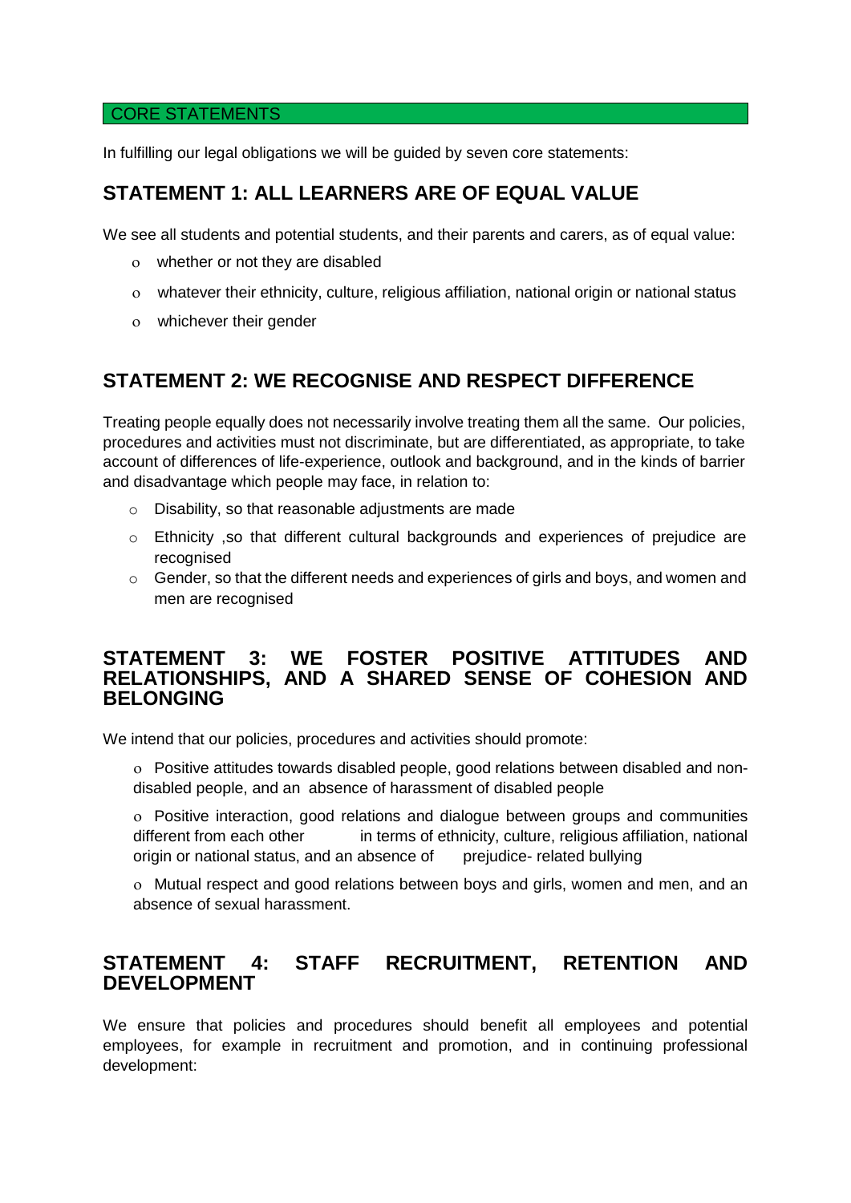## CORE STATEMENTS

In fulfilling our legal obligations we will be guided by seven core statements:

## STATEMENT 1: ALL LEARNERS ARE OF EQUAL VALUE

We see all students and potential students, and their parents and carers, as of equal value:

- whether or not they are disabled
- whatever their ethnicity, culture, religious affiliation, national origin or national status
- whichever their gender

## STATEMENT 2: WE RECOGNISE AND RESPECT DIFFERENCE

Treating people equally does not necessarily involve treating them all the same. Our policies, procedures and activities must not discriminate, but are differentiated, as appropriate, to take account of differences of life-experience, outlook and background, and in the kinds of barrier and disadvantage which people may face, in relation to:

- Disability, so that reasonable adjustments are made
- Ethnicity ,so that different cultural backgrounds and experiences of prejudice are recognised
- Gender, so that the different needs and experiences of girls and boys, and women and men are recognised

## STATEMENT 3: WE FOSTER POSITIVE ATTITUDES AND RELATIONSHIPS, AND A SHARED SENSE OF COHESION AND BELONGING

We intend that our policies, procedures and activities should promote:

- Positive attitudes towards disabled people, good relations between disabled and non-disabled people, and an absence of harassment of disabled people
- Positive interaction, good relations and dialogue between groups and communities different from each other in terms of ethnicity, culture, religious affiliation, national origin or national status, and an absence of prejudice- related bullying
- Mutual respect and good relations between boys and girls, women and men, and an absence of sexual harassment.

## STATEMENT 4: STAFF RECRUITMENT, RETENTION AND DEVELOPMENT

We ensure that policies and procedures should benefit all employees and potential employees, for example in recruitment and promotion, and in continuing professional development: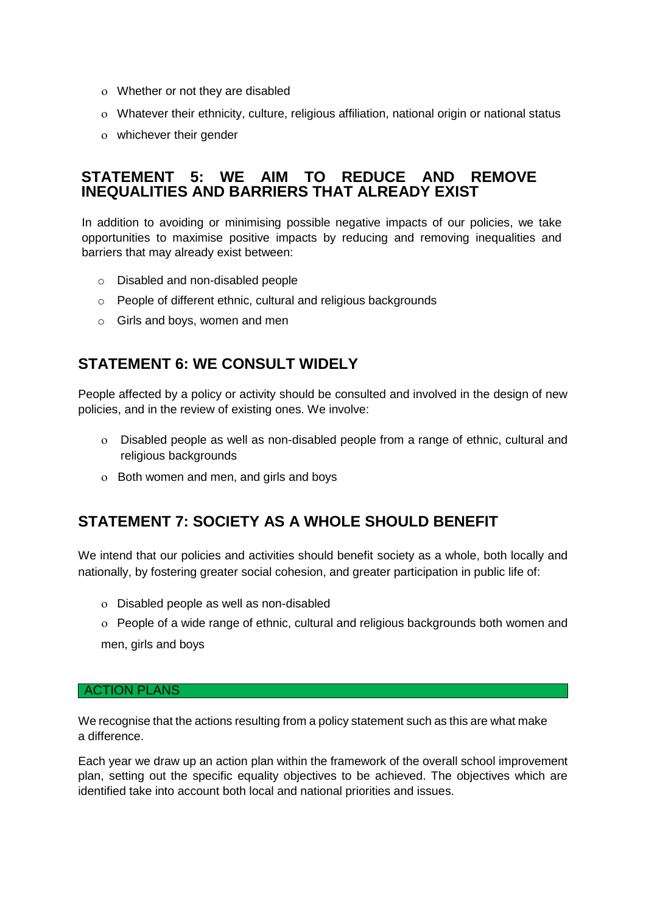- Whether or not they are disabled
- Whatever their ethnicity, culture, religious affiliation, national origin or national status
- whichever their gender

## STATEMENT 5: WE AIM TO REDUCE AND REMOVE INEQUALITIES AND BARRIERS THAT ALREADY EXIST

In addition to avoiding or minimising possible negative impacts of our policies, we take opportunities to maximise positive impacts by reducing and removing inequalities and barriers that may already exist between:

- Disabled and non-disabled people
- People of different ethnic, cultural and religious backgrounds
- Girls and boys, women and men

## STATEMENT 6: WE CONSULT WIDELY

People affected by a policy or activity should be consulted and involved in the design of new policies, and in the review of existing ones. We involve:

- Disabled people as well as non-disabled people from a range of ethnic, cultural and religious backgrounds
- Both women and men, and girls and boys

## STATEMENT 7: SOCIETY AS A WHOLE SHOULD BENEFIT

We intend that our policies and activities should benefit society as a whole, both locally and nationally, by fostering greater social cohesion, and greater participation in public life of:

- Disabled people as well as non-disabled
- People of a wide range of ethnic, cultural and religious backgrounds both women and men, girls and boys

## ACTION PLANS

We recognise that the actions resulting from a policy statement such as this are what make a difference.

Each year we draw up an action plan within the framework of the overall school improvement plan, setting out the specific equality objectives to be achieved. The objectives which are identified take into account both local and national priorities and issues.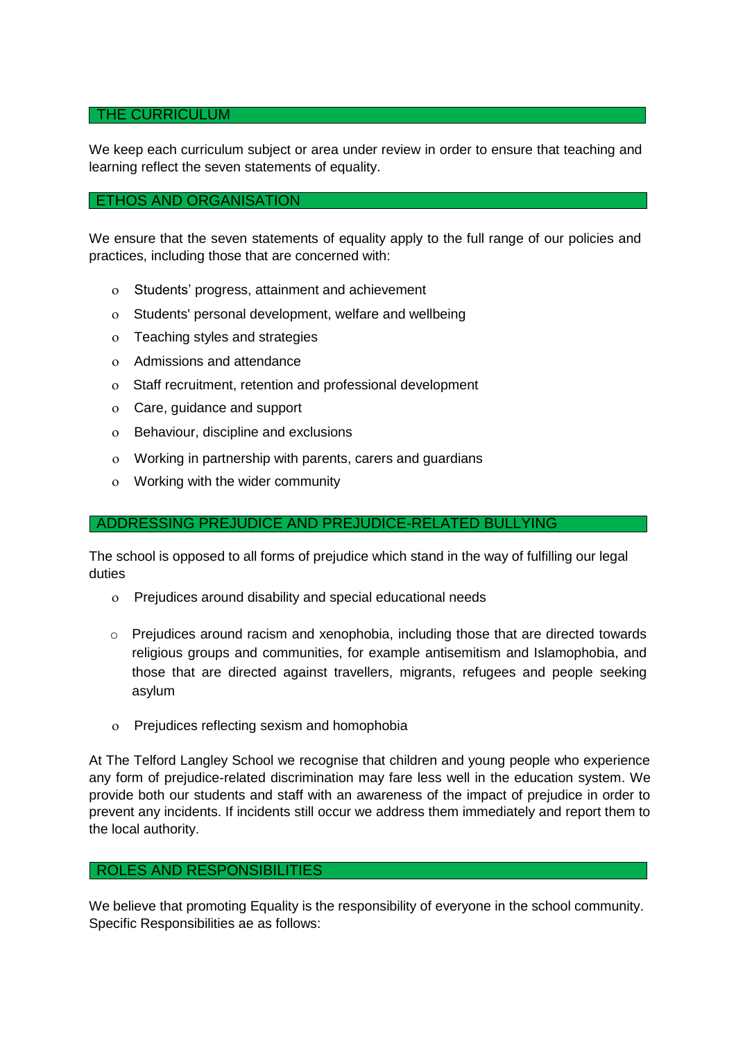## THE CURRICULUM

We keep each curriculum subject or area under review in order to ensure that teaching and learning reflect the seven statements of equality.

## ETHOS AND ORGANISATION

We ensure that the seven statements of equality apply to the full range of our policies and practices, including those that are concerned with:

- Students' progress, attainment and achievement
- Students' personal development, welfare and wellbeing
- Teaching styles and strategies
- Admissions and attendance
- Staff recruitment, retention and professional development
- Care, guidance and support
- Behaviour, discipline and exclusions
- Working in partnership with parents, carers and guardians
- Working with the wider community

## ADDRESSING PREJUDICE AND PREJUDICE-RELATED BULLYING

The school is opposed to all forms of prejudice which stand in the way of fulfilling our legal duties

- Prejudices around disability and special educational needs
- Prejudices around racism and xenophobia, including those that are directed towards religious groups and communities, for example antisemitism and Islamophobia, and those that are directed against travellers, migrants, refugees and people seeking asylum
- Prejudices reflecting sexism and homophobia

At The Telford Langley School we recognise that children and young people who experience any form of prejudice-related discrimination may fare less well in the education system. We provide both our students and staff with an awareness of the impact of prejudice in order to prevent any incidents. If incidents still occur we address them immediately and report them to the local authority.

## ROLES AND RESPONSIBILITIES

We believe that promoting Equality is the responsibility of everyone in the school community. Specific Responsibilities ae as follows: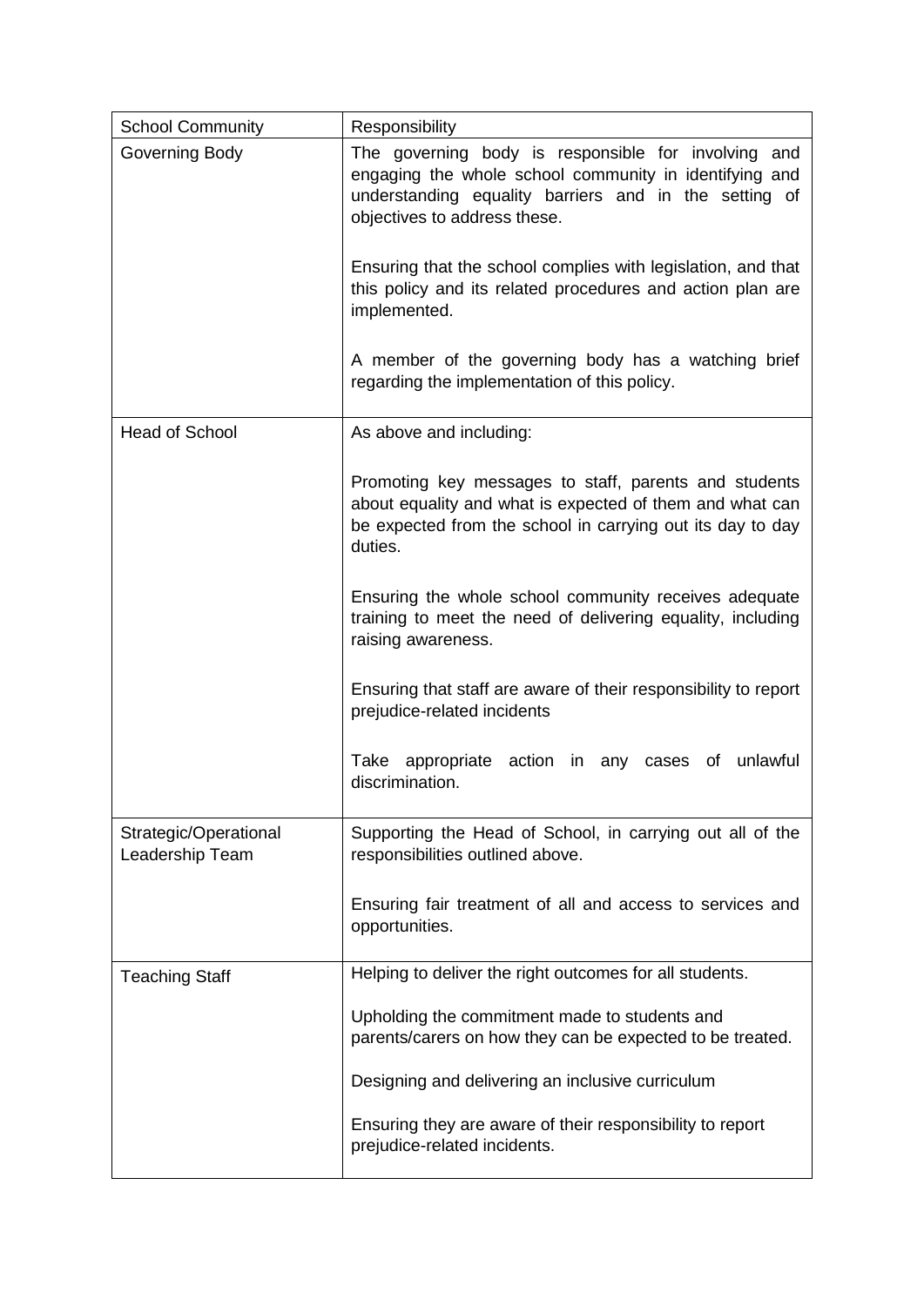| School Community | Responsibility |
|---|---|
| Governing Body | The governing body is responsible for involving and engaging the whole school community in identifying and understanding equality barriers and in the setting of objectives to address these.<br><br>Ensuring that the school complies with legislation, and that this policy and its related procedures and action plan are implemented.<br><br>A member of the governing body has a watching brief regarding the implementation of this policy. |
| Head of School | As above and including:<br><br>Promoting key messages to staff, parents and students about equality and what is expected of them and what can be expected from the school in carrying out its day to day duties.<br><br>Ensuring the whole school community receives adequate training to meet the need of delivering equality, including raising awareness.<br><br>Ensuring that staff are aware of their responsibility to report prejudice-related incidents<br><br>Take appropriate action in any cases of unlawful discrimination. |
| Strategic/Operational Leadership Team | Supporting the Head of School, in carrying out all of the responsibilities outlined above.<br><br>Ensuring fair treatment of all and access to services and opportunities. |
| Teaching Staff | Helping to deliver the right outcomes for all students.<br><br>Upholding the commitment made to students and parents/carers on how they can be expected to be treated.<br><br>Designing and delivering an inclusive curriculum<br><br>Ensuring they are aware of their responsibility to report prejudice-related incidents. |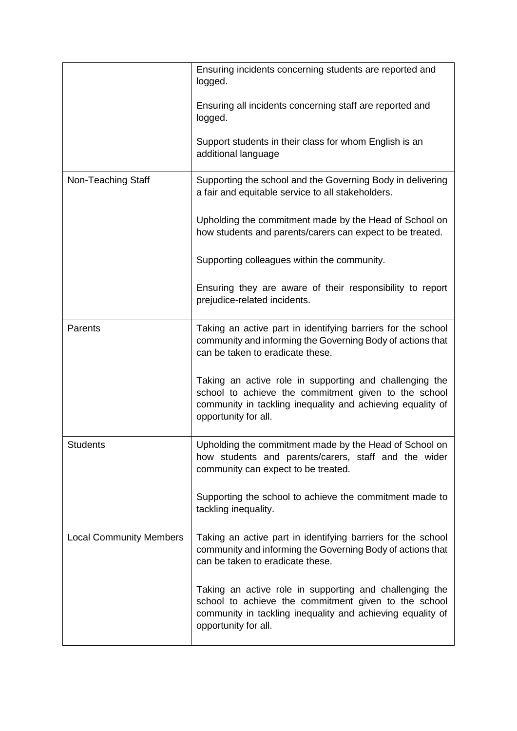| | |
|---|---|
| | Ensuring incidents concerning students are reported and logged.<br><br>Ensuring all incidents concerning staff are reported and logged.<br><br>Support students in their class for whom English is an additional language |
| Non-Teaching Staff | Supporting the school and the Governing Body in delivering a fair and equitable service to all stakeholders.<br><br>Upholding the commitment made by the Head of School on how students and parents/carers can expect to be treated.<br><br>Supporting colleagues within the community.<br><br>Ensuring they are aware of their responsibility to report prejudice-related incidents. |
| Parents | Taking an active part in identifying barriers for the school community and informing the Governing Body of actions that can be taken to eradicate these.<br><br>Taking an active role in supporting and challenging the school to achieve the commitment given to the school community in tackling inequality and achieving equality of opportunity for all. |
| Students | Upholding the commitment made by the Head of School on how students and parents/carers, staff and the wider community can expect to be treated.<br><br>Supporting the school to achieve the commitment made to tackling inequality. |
| Local Community Members | Taking an active part in identifying barriers for the school community and informing the Governing Body of actions that can be taken to eradicate these.<br><br>Taking an active role in supporting and challenging the school to achieve the commitment given to the school community in tackling inequality and achieving equality of opportunity for all. |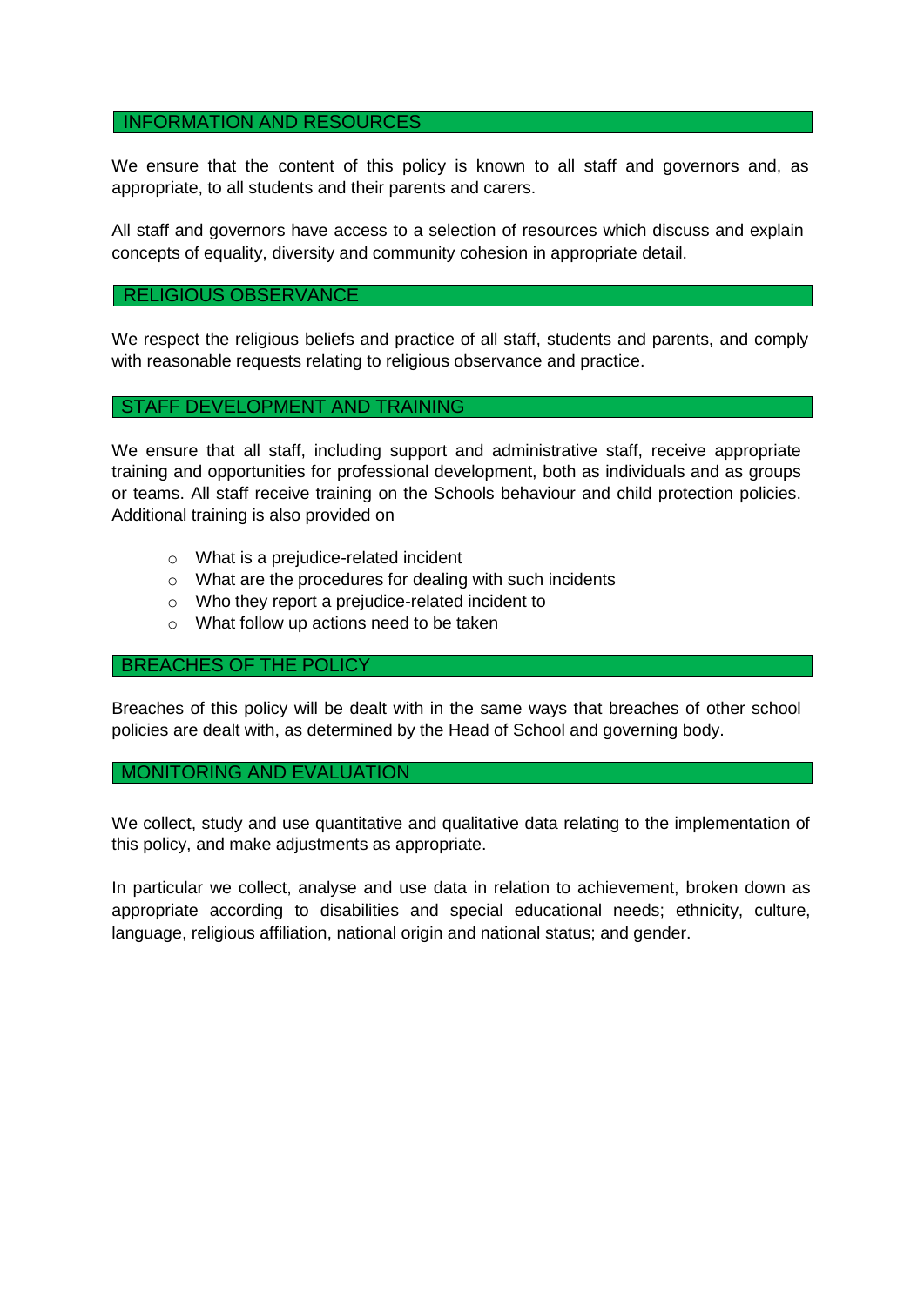## INFORMATION AND RESOURCES

We ensure that the content of this policy is known to all staff and governors and, as appropriate, to all students and their parents and carers.

All staff and governors have access to a selection of resources which discuss and explain concepts of equality, diversity and community cohesion in appropriate detail.

## RELIGIOUS OBSERVANCE

We respect the religious beliefs and practice of all staff, students and parents, and comply with reasonable requests relating to religious observance and practice.

## STAFF DEVELOPMENT AND TRAINING

We ensure that all staff, including support and administrative staff, receive appropriate training and opportunities for professional development, both as individuals and as groups or teams. All staff receive training on the Schools behaviour and child protection policies. Additional training is also provided on

- What is a prejudice-related incident
- What are the procedures for dealing with such incidents
- Who they report a prejudice-related incident to
- What follow up actions need to be taken

## BREACHES OF THE POLICY

Breaches of this policy will be dealt with in the same ways that breaches of other school policies are dealt with, as determined by the Head of School and governing body.

## MONITORING AND EVALUATION

We collect, study and use quantitative and qualitative data relating to the implementation of this policy, and make adjustments as appropriate.

In particular we collect, analyse and use data in relation to achievement, broken down as appropriate according to disabilities and special educational needs; ethnicity, culture, language, religious affiliation, national origin and national status; and gender.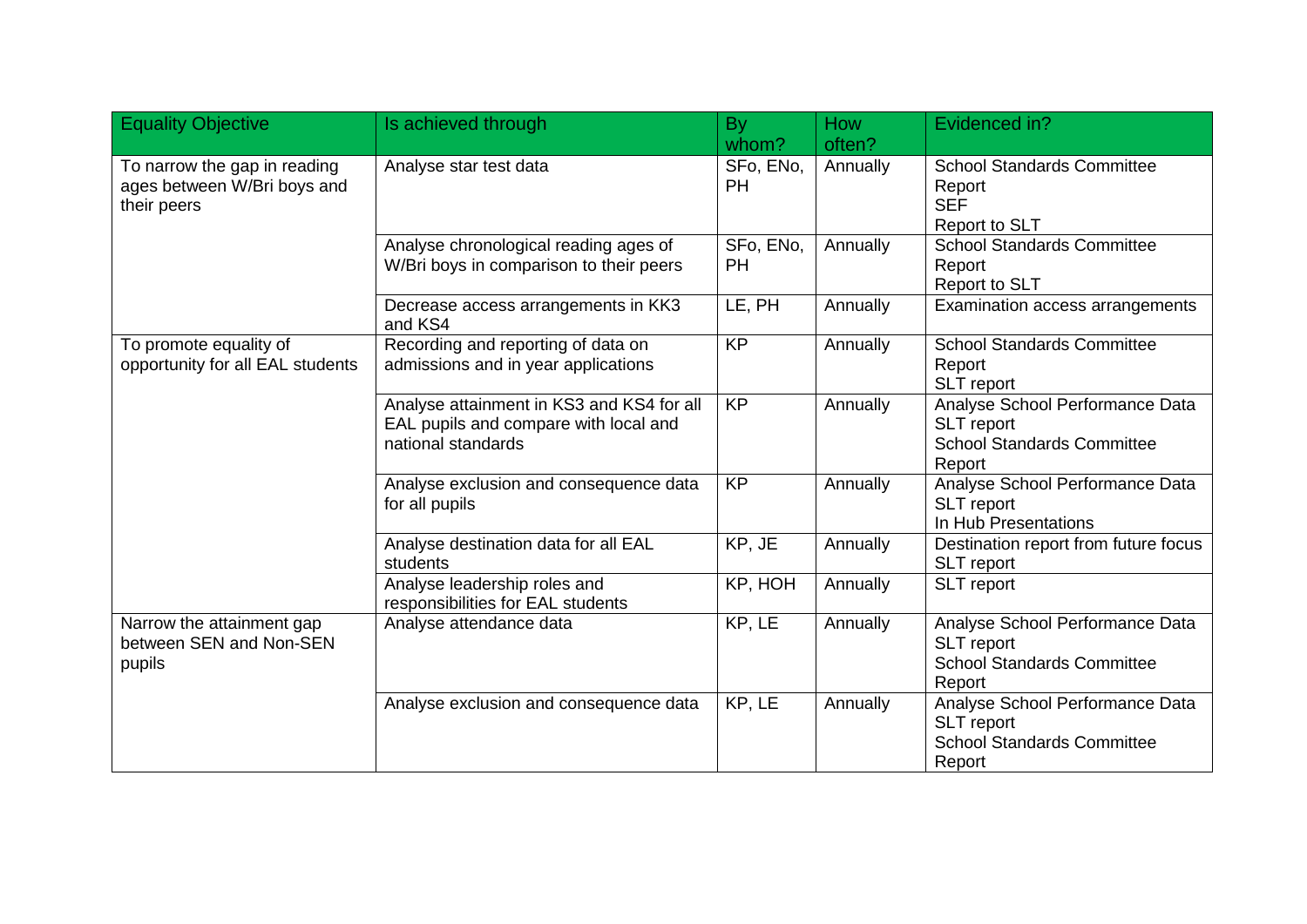| Equality Objective | Is achieved through | By whom? | How often? | Evidenced in? |
|---|---|---|---|---|
| To narrow the gap in reading ages between W/Bri boys and their peers | Analyse star test data | SFo, ENo, PH | Annually | School Standards Committee Report<br>SEF<br>Report to SLT |
| | Analyse chronological reading ages of W/Bri boys in comparison to their peers | SFo, ENo, PH | Annually | School Standards Committee Report<br>Report to SLT |
| | Decrease access arrangements in KK3 and KS4 | LE, PH | Annually | Examination access arrangements |
| To promote equality of opportunity for all EAL students | Recording and reporting of data on admissions and in year applications | KP | Annually | School Standards Committee Report<br>SLT report |
| | Analyse attainment in KS3 and KS4 for all EAL pupils and compare with local and national standards | KP | Annually | Analyse School Performance Data<br>SLT report<br>School Standards Committee Report |
| | Analyse exclusion and consequence data for all pupils | KP | Annually | Analyse School Performance Data<br>SLT report<br>In Hub Presentations |
| | Analyse destination data for all EAL students | KP, JE | Annually | Destination report from future focus<br>SLT report |
| | Analyse leadership roles and responsibilities for EAL students | KP, HOH | Annually | SLT report |
| Narrow the attainment gap between SEN and Non-SEN pupils | Analyse attendance data | KP, LE | Annually | Analyse School Performance Data<br>SLT report<br>School Standards Committee Report |
| | Analyse exclusion and consequence data | KP, LE | Annually | Analyse School Performance Data<br>SLT report<br>School Standards Committee Report |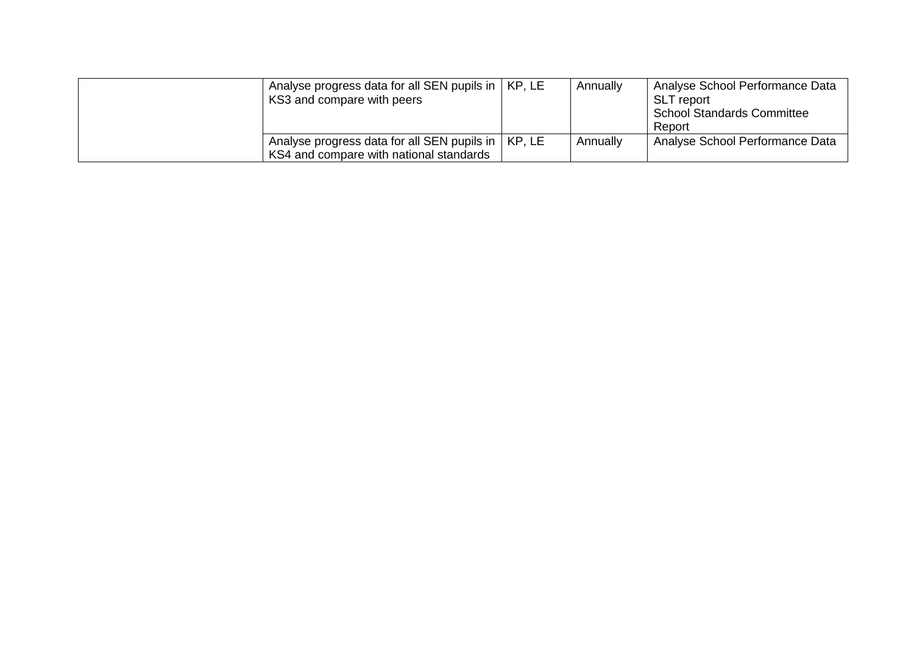| | | | | |
|---|---|---|---|---|
| | Analyse progress data for all SEN pupils in KS3 and compare with peers | KP, LE | Annually | Analyse School Performance Data<br>SLT report<br>School Standards Committee Report |
| | Analyse progress data for all SEN pupils in KS4 and compare with national standards | KP, LE | Annually | Analyse School Performance Data |